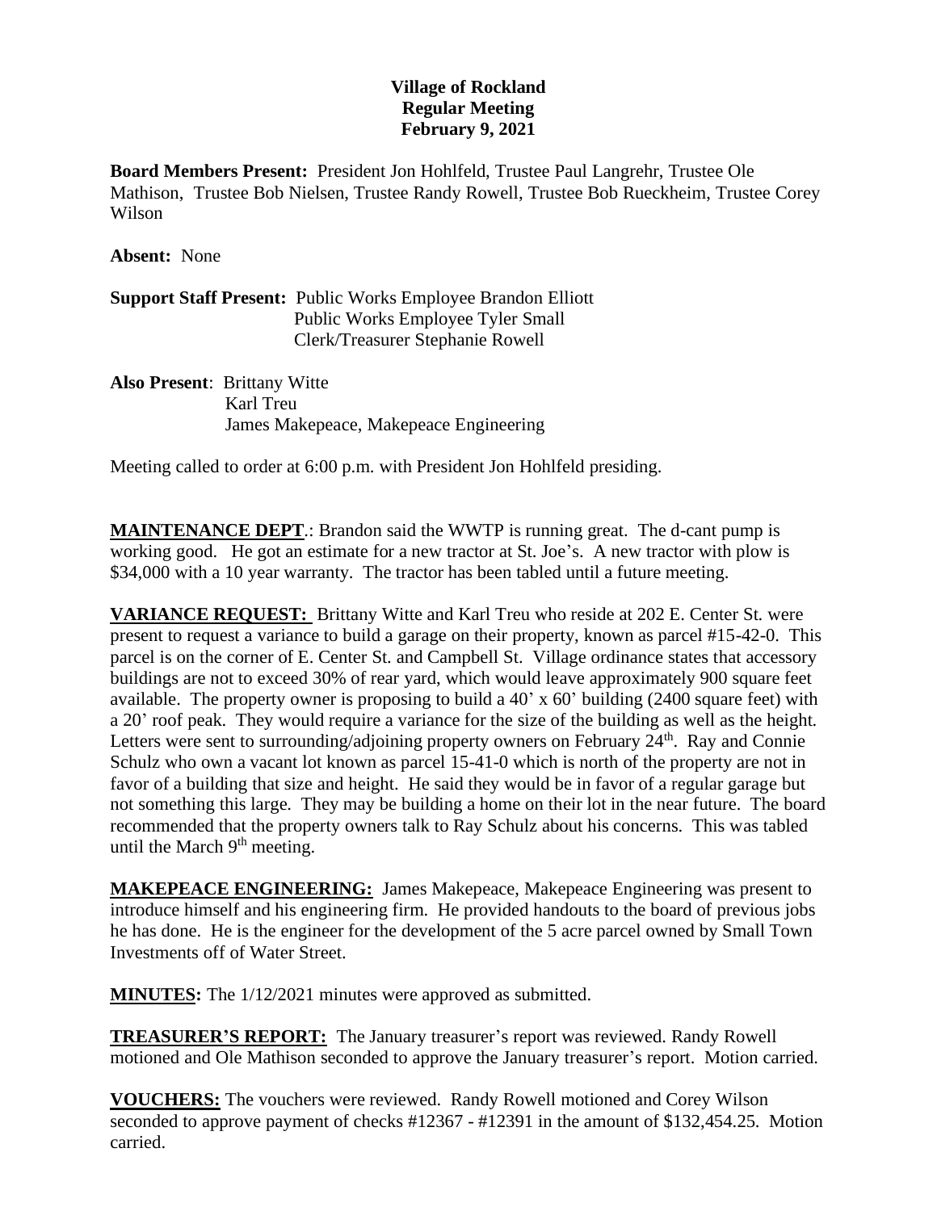**Village of Rockland**
**Regular Meeting**
**February 9, 2021**

**Board Members Present:** President Jon Hohlfeld, Trustee Paul Langrehr, Trustee Ole Mathison, Trustee Bob Nielsen, Trustee Randy Rowell, Trustee Bob Rueckheim, Trustee Corey Wilson

**Absent:** None

**Support Staff Present:** Public Works Employee Brandon Elliott
Public Works Employee Tyler Small
Clerk/Treasurer Stephanie Rowell

**Also Present**: Brittany Witte
Karl Treu
James Makepeace, Makepeace Engineering

Meeting called to order at 6:00 p.m. with President Jon Hohlfeld presiding.

**MAINTENANCE DEPT**.: Brandon said the WWTP is running great. The d-cant pump is working good. He got an estimate for a new tractor at St. Joe's. A new tractor with plow is $34,000 with a 10 year warranty. The tractor has been tabled until a future meeting.

**VARIANCE REQUEST:** Brittany Witte and Karl Treu who reside at 202 E. Center St. were present to request a variance to build a garage on their property, known as parcel #15-42-0. This parcel is on the corner of E. Center St. and Campbell St. Village ordinance states that accessory buildings are not to exceed 30% of rear yard, which would leave approximately 900 square feet available. The property owner is proposing to build a 40' x 60' building (2400 square feet) with a 20' roof peak. They would require a variance for the size of the building as well as the height. Letters were sent to surrounding/adjoining property owners on February 24th. Ray and Connie Schulz who own a vacant lot known as parcel 15-41-0 which is north of the property are not in favor of a building that size and height. He said they would be in favor of a regular garage but not something this large. They may be building a home on their lot in the near future. The board recommended that the property owners talk to Ray Schulz about his concerns. This was tabled until the March 9th meeting.

**MAKEPEACE ENGINEERING:** James Makepeace, Makepeace Engineering was present to introduce himself and his engineering firm. He provided handouts to the board of previous jobs he has done. He is the engineer for the development of the 5 acre parcel owned by Small Town Investments off of Water Street.

**MINUTES:** The 1/12/2021 minutes were approved as submitted.

**TREASURER'S REPORT:** The January treasurer's report was reviewed. Randy Rowell motioned and Ole Mathison seconded to approve the January treasurer's report. Motion carried.

**VOUCHERS:** The vouchers were reviewed. Randy Rowell motioned and Corey Wilson seconded to approve payment of checks #12367 - #12391 in the amount of $132,454.25. Motion carried.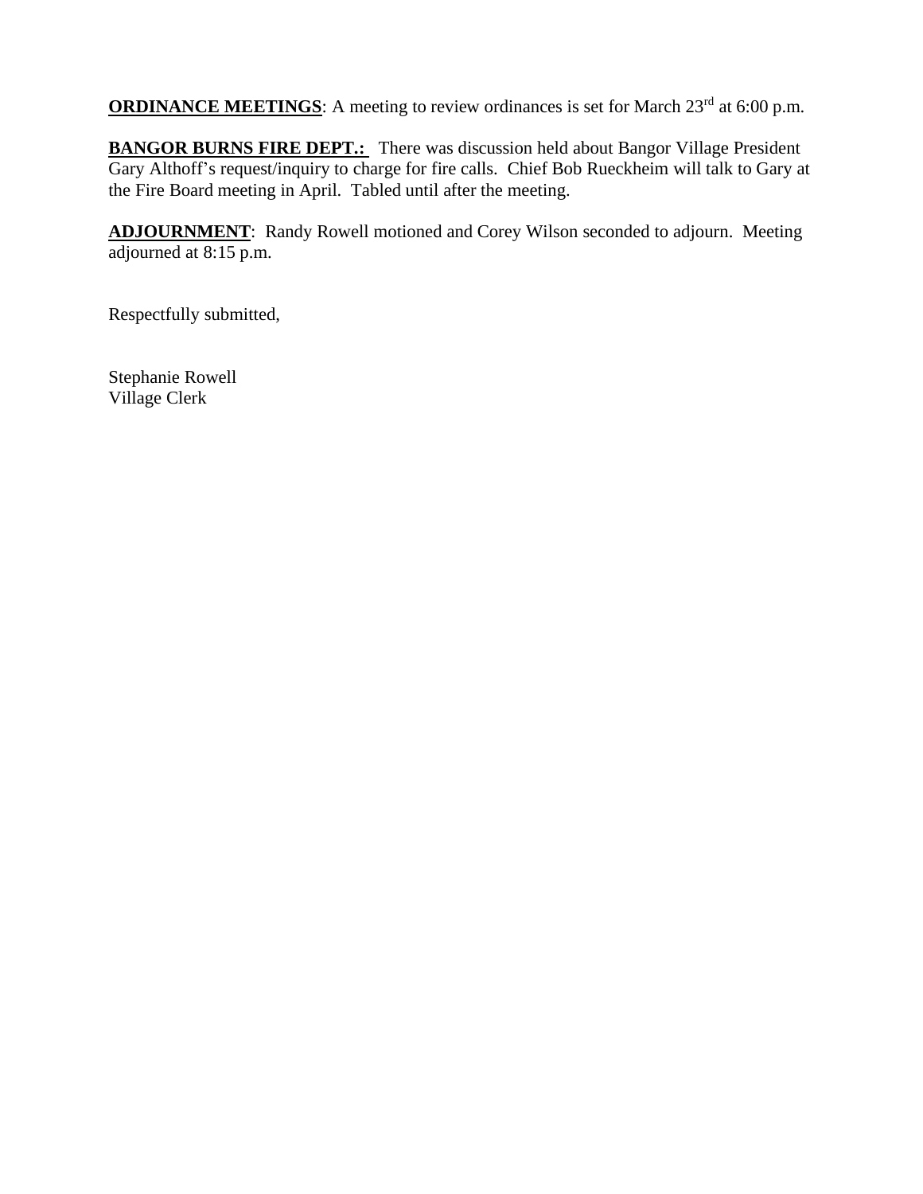**ORDINANCE MEETINGS**: A meeting to review ordinances is set for March 23rd at 6:00 p.m.

**BANGOR BURNS FIRE DEPT.:** There was discussion held about Bangor Village President Gary Althoff's request/inquiry to charge for fire calls. Chief Bob Rueckheim will talk to Gary at the Fire Board meeting in April. Tabled until after the meeting.

**ADJOURNMENT**: Randy Rowell motioned and Corey Wilson seconded to adjourn. Meeting adjourned at 8:15 p.m.

Respectfully submitted,

Stephanie Rowell
Village Clerk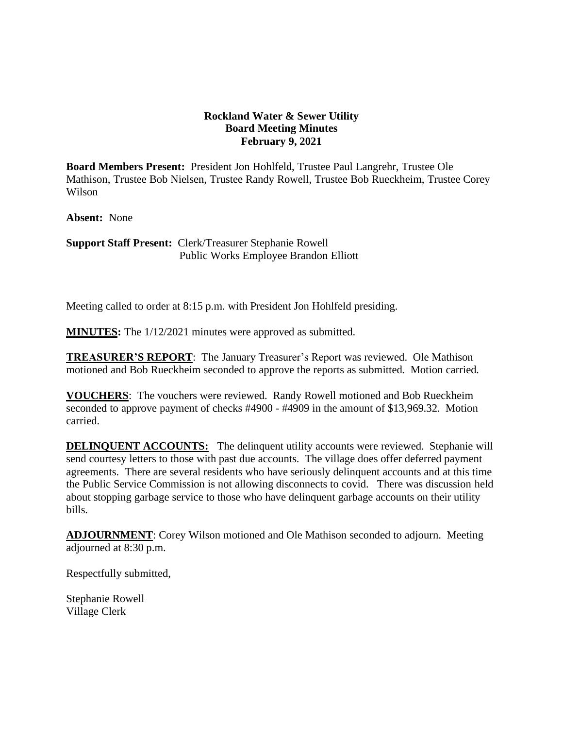**Rockland Water & Sewer Utility**
**Board Meeting Minutes**
**February 9, 2021**

**Board Members Present:** President Jon Hohlfeld, Trustee Paul Langrehr, Trustee Ole Mathison, Trustee Bob Nielsen, Trustee Randy Rowell, Trustee Bob Rueckheim, Trustee Corey Wilson

**Absent:** None

**Support Staff Present:** Clerk/Treasurer Stephanie Rowell
Public Works Employee Brandon Elliott

Meeting called to order at 8:15 p.m. with President Jon Hohlfeld presiding.

**MINUTES:** The 1/12/2021 minutes were approved as submitted.

**TREASURER'S REPORT**: The January Treasurer's Report was reviewed. Ole Mathison motioned and Bob Rueckheim seconded to approve the reports as submitted. Motion carried.

**VOUCHERS**: The vouchers were reviewed. Randy Rowell motioned and Bob Rueckheim seconded to approve payment of checks #4900 - #4909 in the amount of $13,969.32. Motion carried.

**DELINQUENT ACCOUNTS:** The delinquent utility accounts were reviewed. Stephanie will send courtesy letters to those with past due accounts. The village does offer deferred payment agreements. There are several residents who have seriously delinquent accounts and at this time the Public Service Commission is not allowing disconnects to covid. There was discussion held about stopping garbage service to those who have delinquent garbage accounts on their utility bills.

**ADJOURNMENT**: Corey Wilson motioned and Ole Mathison seconded to adjourn. Meeting adjourned at 8:30 p.m.

Respectfully submitted,

Stephanie Rowell
Village Clerk